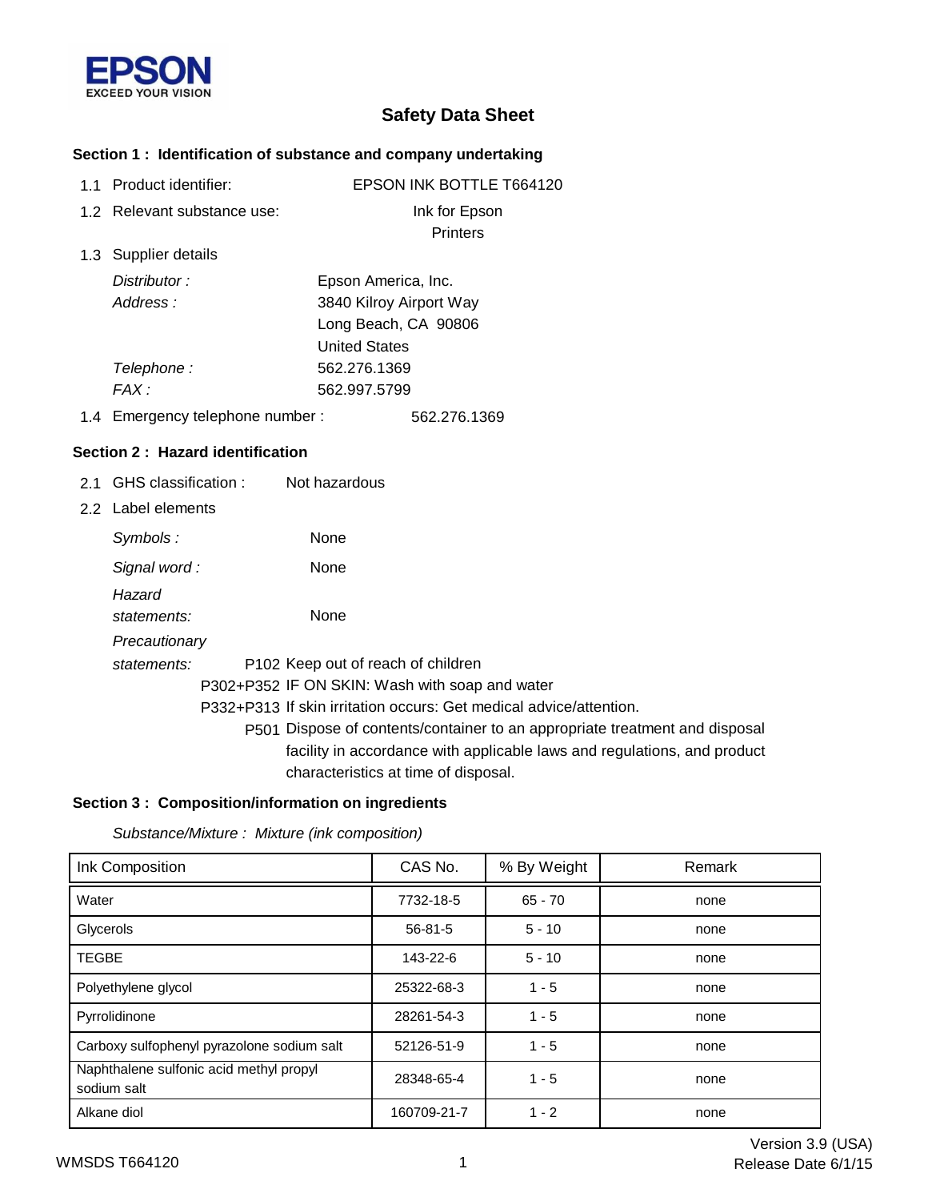EPSON
EXCEED YOUR VISION

# Safety Data Sheet

## Section 1 : Identification of substance and company undertaking

1.1 Product identifier: EPSON INK BOTTLE T664120

1.2 Relevant substance use: Ink for Epson Printers

1.3 Supplier details

*Distributor :* Epson America, Inc.

*Address :* 3840 Kilroy Airport Way
Long Beach, CA 90806
United States

*Telephone :* 562.276.1369

*FAX :* 562.997.5799

1.4 Emergency telephone number : 562.276.1369

## Section 2 : Hazard identification

2.1 GHS classification : Not hazardous

2.2 Label elements

*Symbols :* None

*Signal word :* None

*Hazard statements:* None

*Precautionary statements:*

P102 Keep out of reach of children

P302+P352 IF ON SKIN: Wash with soap and water

P332+P313 If skin irritation occurs: Get medical advice/attention.

P501 Dispose of contents/container to an appropriate treatment and disposal facility in accordance with applicable laws and regulations, and product characteristics at time of disposal.

## Section 3 : Composition/information on ingredients

*Substance/Mixture : Mixture (ink composition)*

| Ink Composition | CAS No. | % By Weight | Remark |
|---|---|---|---|
| Water | 7732-18-5 | 65 - 70 | none |
| Glycerols | 56-81-5 | 5 - 10 | none |
| TEGBE | 143-22-6 | 5 - 10 | none |
| Polyethylene glycol | 25322-68-3 | 1 - 5 | none |
| Pyrrolidinone | 28261-54-3 | 1 - 5 | none |
| Carboxy sulfophenyl pyrazolone sodium salt | 52126-51-9 | 1 - 5 | none |
| Naphthalene sulfonic acid methyl propyl sodium salt | 28348-65-4 | 1 - 5 | none |
| Alkane diol | 160709-21-7 | 1 - 2 | none |

WMSDS T664120

Version 3.9 (USA)
Release Date 6/1/15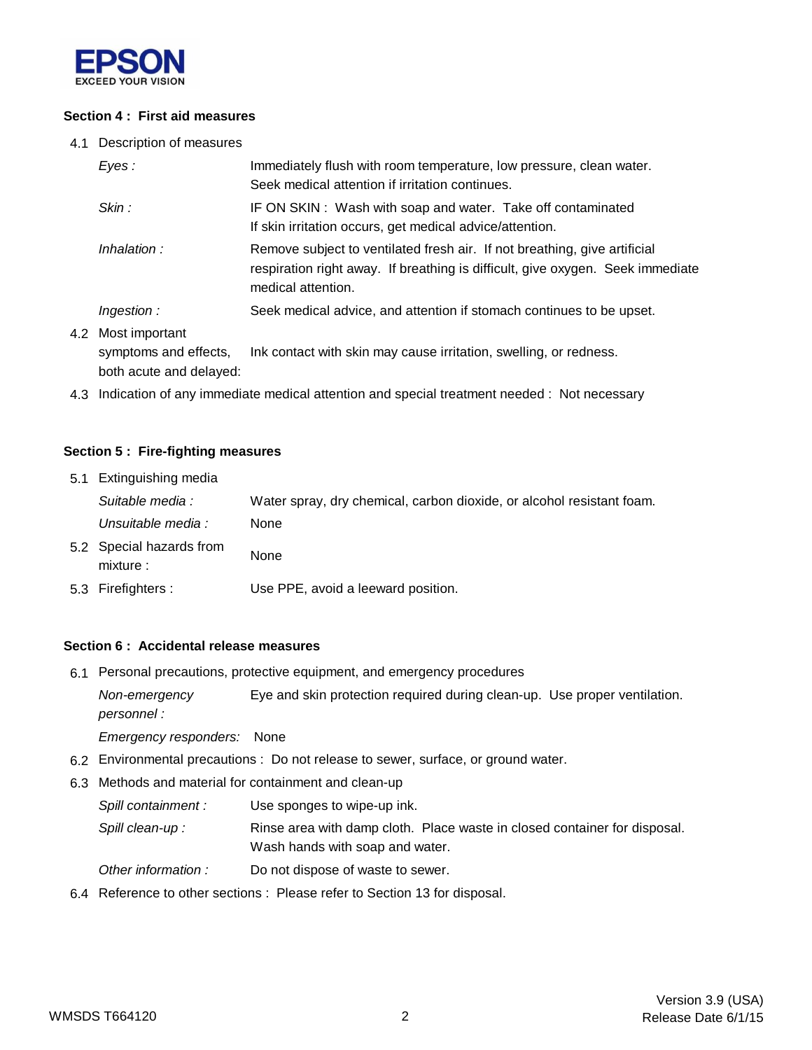## Section 4 : First aid measures

4.1 Description of measures

| | |
|---|---|
| *Eyes :* | Immediately flush with room temperature, low pressure, clean water. Seek medical attention if irritation continues. |
| *Skin :* | IF ON SKIN : Wash with soap and water. Take off contaminated If skin irritation occurs, get medical advice/attention. |
| *Inhalation :* | Remove subject to ventilated fresh air. If not breathing, give artificial respiration right away. If breathing is difficult, give oxygen. Seek immediate medical attention. |
| *Ingestion :* | Seek medical advice, and attention if stomach continues to be upset. |

4.2 Most important symptoms and effects, both acute and delayed: Ink contact with skin may cause irritation, swelling, or redness.

4.3 Indication of any immediate medical attention and special treatment needed : Not necessary

## Section 5 : Fire-fighting measures

5.1 Extinguishing media

| | |
|---|---|
| *Suitable media :* | Water spray, dry chemical, carbon dioxide, or alcohol resistant foam. |
| *Unsuitable media :* | None |

5.2 Special hazards from mixture : None

5.3 Firefighters : Use PPE, avoid a leeward position.

## Section 6 : Accidental release measures

6.1 Personal precautions, protective equipment, and emergency procedures

| | |
|---|---|
| *Non-emergency personnel :* | Eye and skin protection required during clean-up. Use proper ventilation. |
| *Emergency responders:* | None |

6.2 Environmental precautions : Do not release to sewer, surface, or ground water.

6.3 Methods and material for containment and clean-up

| | |
|---|---|
| *Spill containment :* | Use sponges to wipe-up ink. |
| *Spill clean-up :* | Rinse area with damp cloth. Place waste in closed container for disposal. Wash hands with soap and water. |
| *Other information :* | Do not dispose of waste to sewer. |

6.4 Reference to other sections : Please refer to Section 13 for disposal.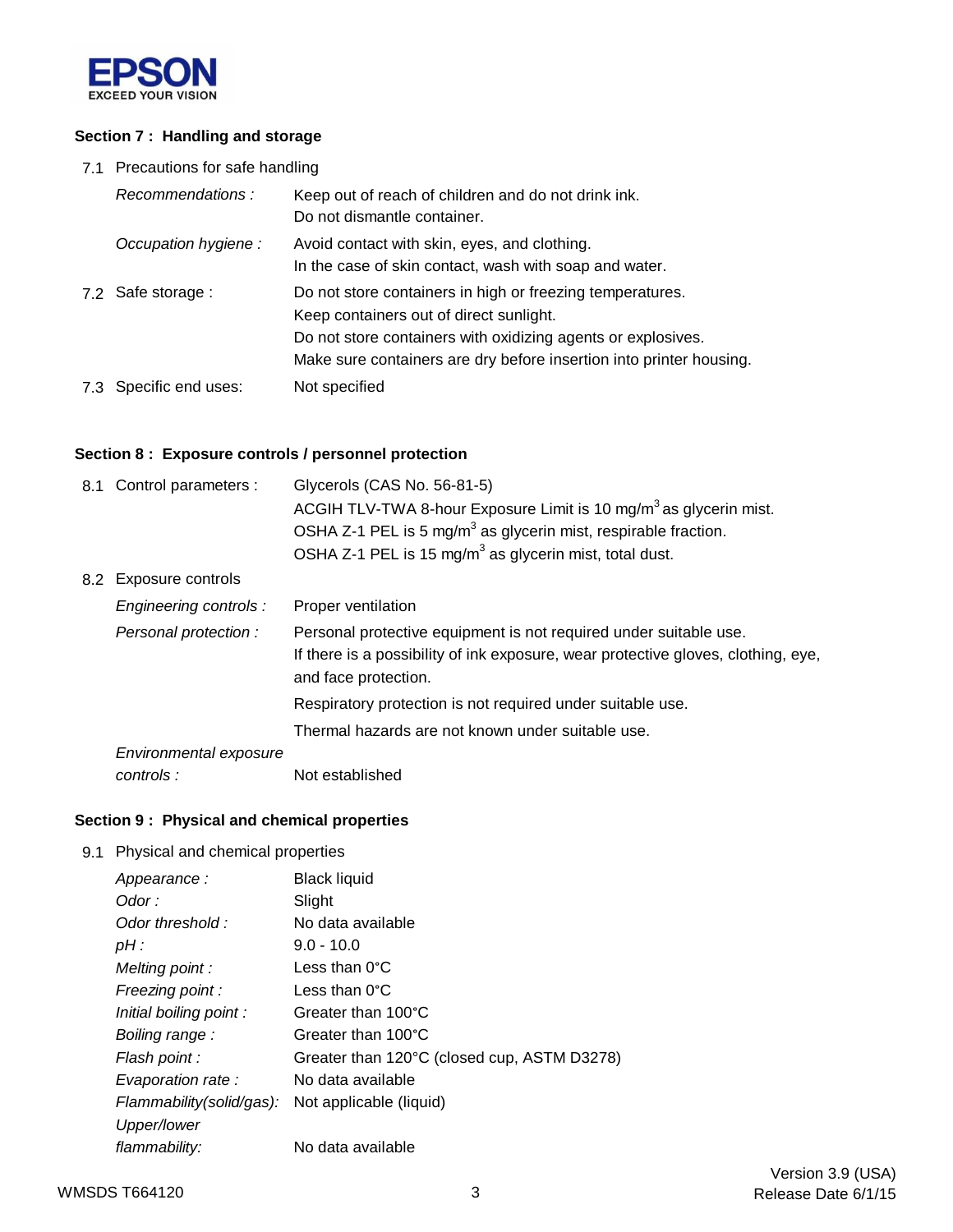## Section 7 : Handling and storage

7.1 Precautions for safe handling

| | |
|---|---|
| *Recommendations :* | Keep out of reach of children and do not drink ink.<br>Do not dismantle container. |
| *Occupation hygiene :* | Avoid contact with skin, eyes, and clothing.<br>In the case of skin contact, wash with soap and water. |

7.2 Safe storage : Do not store containers in high or freezing temperatures.
Keep containers out of direct sunlight.
Do not store containers with oxidizing agents or explosives.
Make sure containers are dry before insertion into printer housing.

7.3 Specific end uses: Not specified

## Section 8 : Exposure controls / personnel protection

8.1 Control parameters : Glycerols (CAS No. 56-81-5)
ACGIH TLV-TWA 8-hour Exposure Limit is 10 $mg/m^3$ as glycerin mist.
OSHA Z-1 PEL is 5 $mg/m^3$ as glycerin mist, respirable fraction.
OSHA Z-1 PEL is 15 $mg/m^3$ as glycerin mist, total dust.

8.2 Exposure controls

| | |
|---|---|
| *Engineering controls :* | Proper ventilation |
| *Personal protection :* | Personal protective equipment is not required under suitable use.<br>If there is a possibility of ink exposure, wear protective gloves, clothing, eye, and face protection.<br>Respiratory protection is not required under suitable use.<br>Thermal hazards are not known under suitable use. |
| *Environmental exposure controls :* | Not established |

## Section 9 : Physical and chemical properties

9.1 Physical and chemical properties

| | |
|---|---|
| *Appearance :* | Black liquid |
| *Odor :* | Slight |
| *Odor threshold :* | No data available |
| *pH :* | 9.0 - 10.0 |
| *Melting point :* | Less than 0°C |
| *Freezing point :* | Less than 0°C |
| *Initial boiling point :* | Greater than 100°C |
| *Boiling range :* | Greater than 100°C |
| *Flash point :* | Greater than 120°C (closed cup, ASTM D3278) |
| *Evaporation rate :* | No data available |
| *Flammability(solid/gas):* | Not applicable (liquid) |
| *Upper/lower flammability:* | No data available |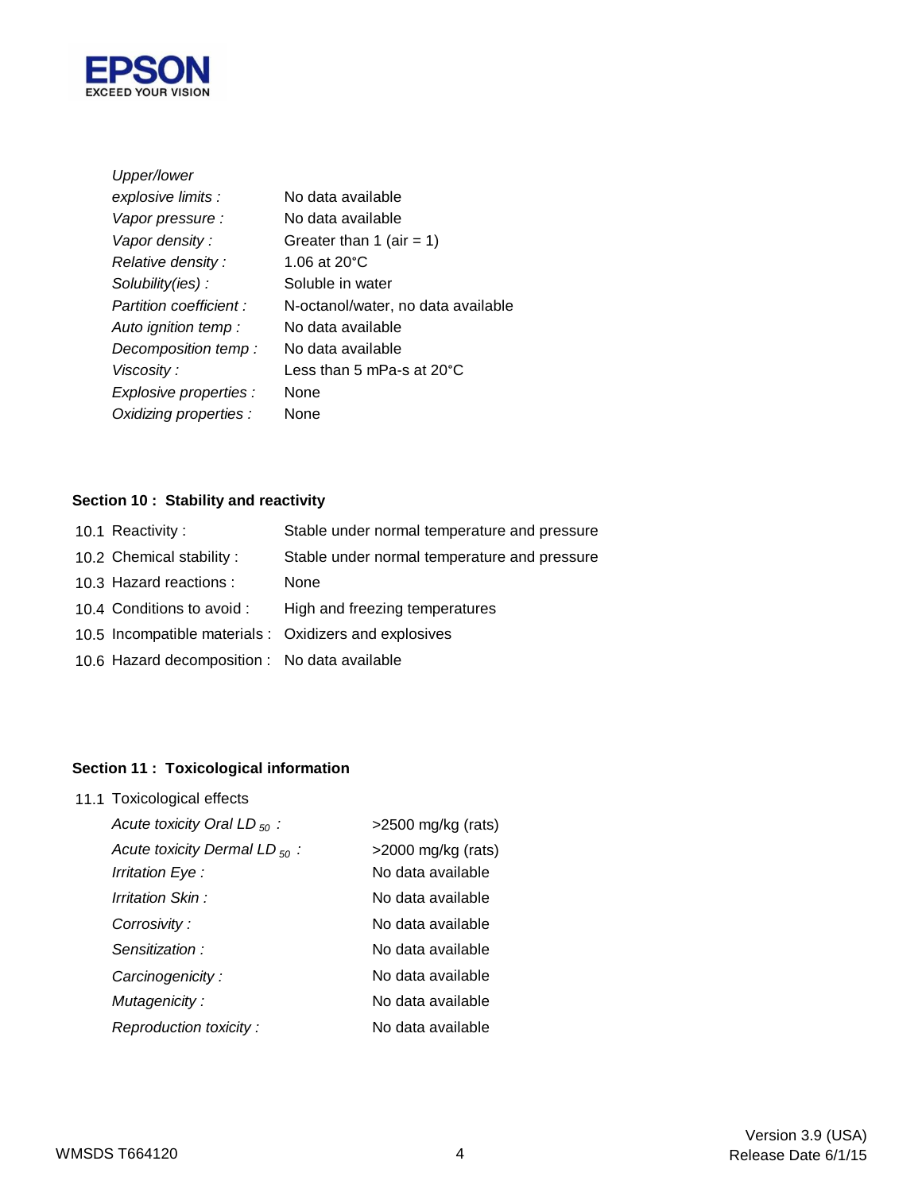| | |
|---|---|
| *Upper/lower explosive limits :* | No data available |
| *Vapor pressure :* | No data available |
| *Vapor density :* | Greater than 1 (air = 1) |
| *Relative density :* | 1.06 at 20°C |
| *Solubility(ies) :* | Soluble in water |
| *Partition coefficient :* | N-octanol/water, no data available |
| *Auto ignition temp :* | No data available |
| *Decomposition temp :* | No data available |
| *Viscosity :* | Less than 5 mPa-s at 20°C |
| *Explosive properties :* | None |
| *Oxidizing properties :* | None |

## Section 10 : Stability and reactivity

| | |
|---|---|
| 10.1 Reactivity : | Stable under normal temperature and pressure |
| 10.2 Chemical stability : | Stable under normal temperature and pressure |
| 10.3 Hazard reactions : | None |
| 10.4 Conditions to avoid : | High and freezing temperatures |
| 10.5 Incompatible materials : | Oxidizers and explosives |
| 10.6 Hazard decomposition : | No data available |

## Section 11 : Toxicological information

11.1 Toxicological effects

| | |
|---|---|
| *Acute toxicity Oral $LD_{50}$ :* | >2500 mg/kg (rats) |
| *Acute toxicity Dermal $LD_{50}$ :* | >2000 mg/kg (rats) |
| *Irritation Eye :* | No data available |
| *Irritation Skin :* | No data available |
| *Corrosivity :* | No data available |
| *Sensitization :* | No data available |
| *Carcinogenicity :* | No data available |
| *Mutagenicity :* | No data available |
| *Reproduction toxicity :* | No data available |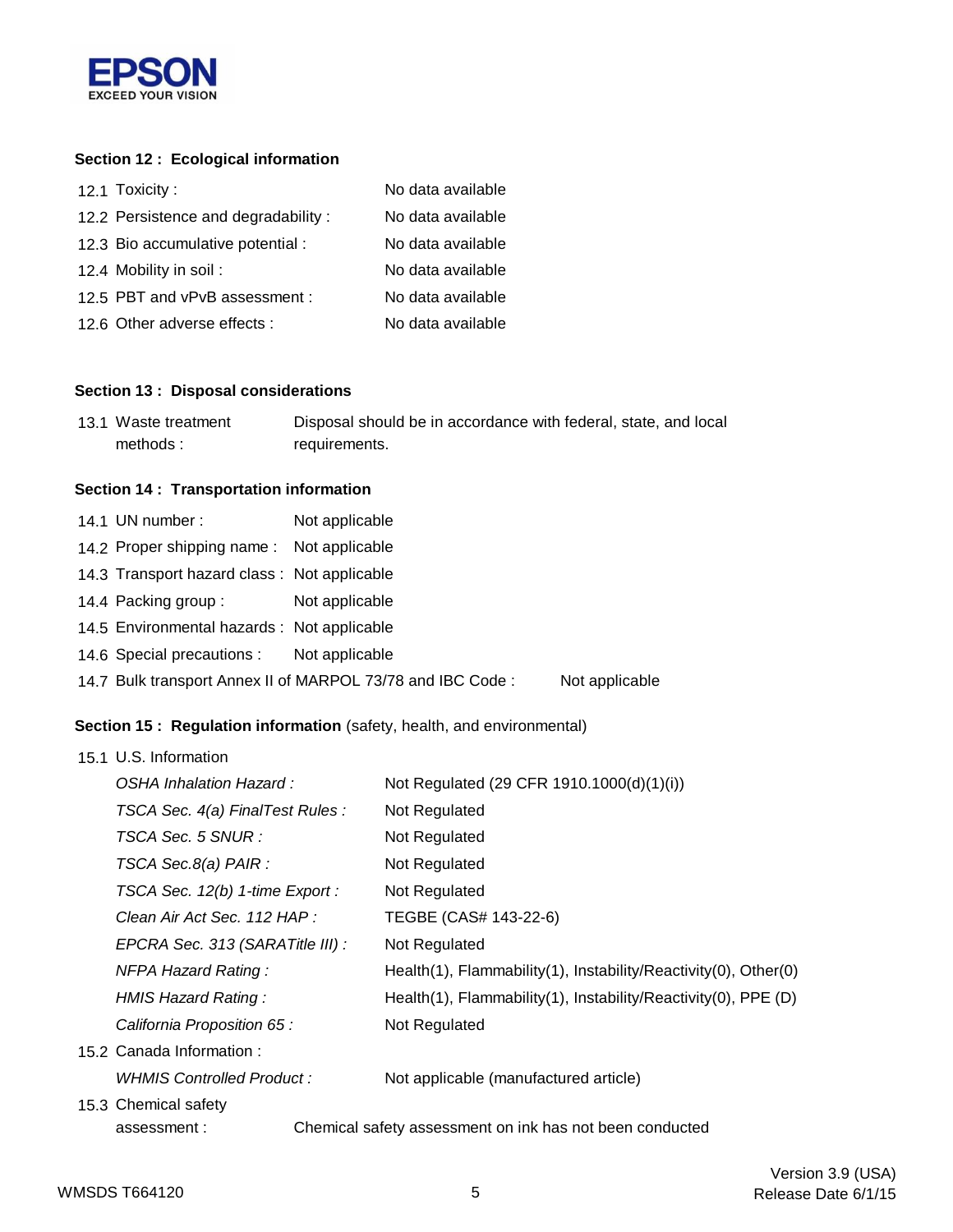## Section 12 : Ecological information

| | |
|---|---|
| 12.1 Toxicity : | No data available |
| 12.2 Persistence and degradability : | No data available |
| 12.3 Bio accumulative potential : | No data available |
| 12.4 Mobility in soil : | No data available |
| 12.5 PBT and vPvB assessment : | No data available |
| 12.6 Other adverse effects : | No data available |

## Section 13 : Disposal considerations

| | |
|---|---|
| 13.1 Waste treatment methods : | Disposal should be in accordance with federal, state, and local requirements. |

## Section 14 : Transportation information

| | |
|---|---|
| 14.1 UN number : | Not applicable |
| 14.2 Proper shipping name : | Not applicable |
| 14.3 Transport hazard class : | Not applicable |
| 14.4 Packing group : | Not applicable |
| 14.5 Environmental hazards : | Not applicable |
| 14.6 Special precautions : | Not applicable |
| 14.7 Bulk transport Annex II of MARPOL 73/78 and IBC Code : | Not applicable |

## Section 15 : Regulation information (safety, health, and environmental)

15.1 U.S. Information

| | |
|---|---|
| *OSHA Inhalation Hazard :* | Not Regulated (29 CFR 1910.1000(d)(1)(i)) |
| *TSCA Sec. 4(a) FinalTest Rules :* | Not Regulated |
| *TSCA Sec. 5 SNUR :* | Not Regulated |
| *TSCA Sec.8(a) PAIR :* | Not Regulated |
| *TSCA Sec. 12(b) 1-time Export :* | Not Regulated |
| *Clean Air Act Sec. 112 HAP :* | TEGBE (CAS# 143-22-6) |
| *EPCRA Sec. 313 (SARATitle III) :* | Not Regulated |
| *NFPA Hazard Rating :* | Health(1), Flammability(1), Instability/Reactivity(0), Other(0) |
| *HMIS Hazard Rating :* | Health(1), Flammability(1), Instability/Reactivity(0), PPE (D) |
| *California Proposition 65 :* | Not Regulated |

15.2 Canada Information :

| | |
|---|---|
| *WHMIS Controlled Product :* | Not applicable (manufactured article) |

| | |
|---|---|
| 15.3 Chemical safety assessment : | Chemical safety assessment on ink has not been conducted |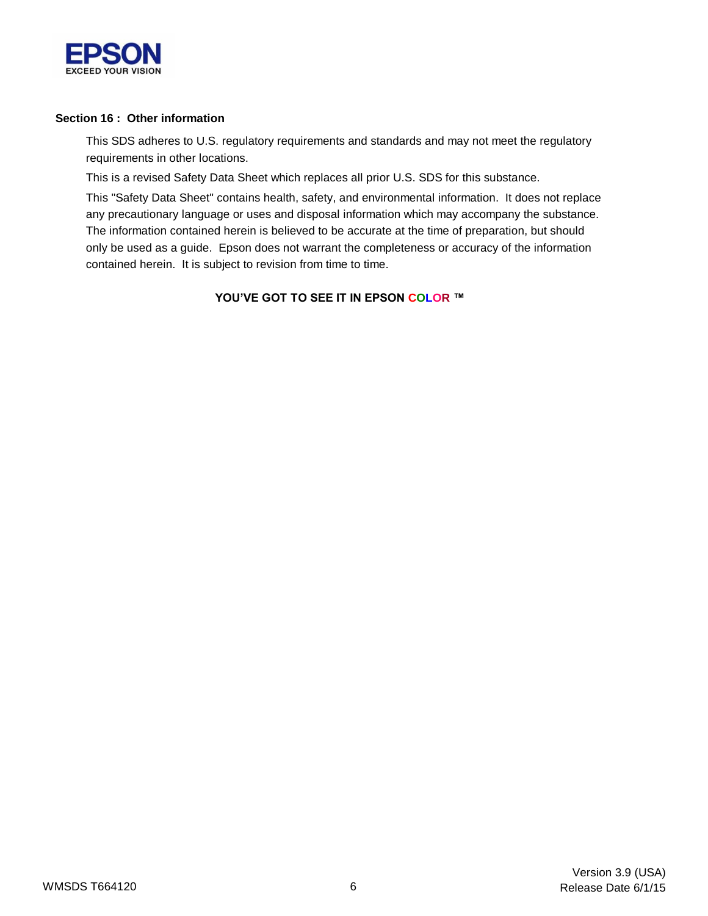## Section 16 : Other information

This SDS adheres to U.S. regulatory requirements and standards and may not meet the regulatory requirements in other locations.

This is a revised Safety Data Sheet which replaces all prior U.S. SDS for this substance.

This "Safety Data Sheet" contains health, safety, and environmental information. It does not replace any precautionary language or uses and disposal information which may accompany the substance. The information contained herein is believed to be accurate at the time of preparation, but should only be used as a guide. Epson does not warrant the completeness or accuracy of the information contained herein. It is subject to revision from time to time.

**YOU'VE GOT TO SEE IT IN EPSON COLOR ™**